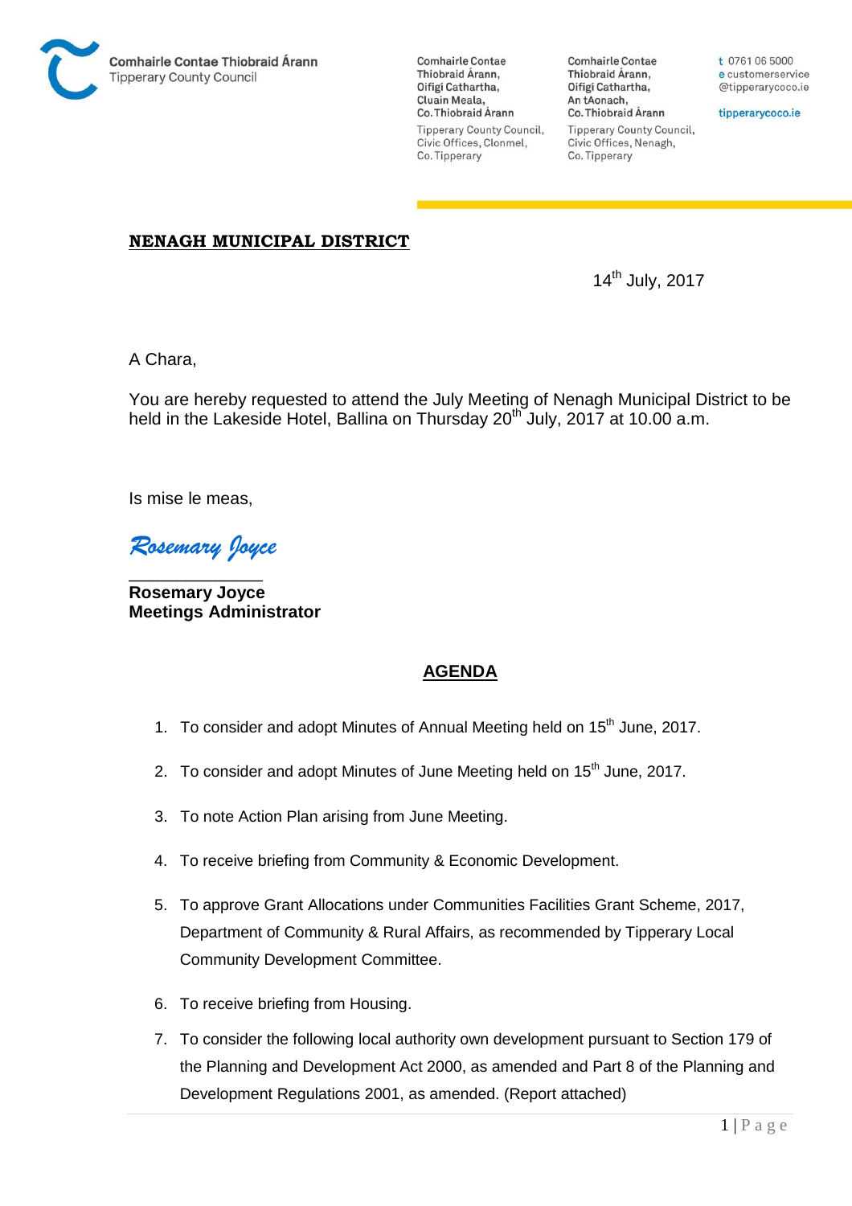Comhairle Contae Thiobraid Árann
Tipperary County Council

Comhairle Contae Thiobraid Árann,
Oifigí Cathartha,
Cluain Meala,
Co. Thiobraid Árann

Tipperary County Council,
Civic Offices, Clonmel,
Co. Tipperary

Comhairle Contae Thiobraid Árann,
Oifigí Cathartha,
An tAonach,
Co. Thiobraid Árann

Tipperary County Council,
Civic Offices, Nenagh,
Co. Tipperary

t 0761 06 5000
e customerservice@tipperarycoco.ie

tipperarycoco.ie

## NENAGH MUNICIPAL DISTRICT

14th July, 2017

A Chara,

You are hereby requested to attend the July Meeting of Nenagh Municipal District to be held in the Lakeside Hotel, Ballina on Thursday 20th July, 2017 at 10.00 a.m.

Is mise le meas,

*Rosemary Joyce*

**Rosemary Joyce**
**Meetings Administrator**

## AGENDA

1. To consider and adopt Minutes of Annual Meeting held on 15th June, 2017.
2. To consider and adopt Minutes of June Meeting held on 15th June, 2017.
3. To note Action Plan arising from June Meeting.
4. To receive briefing from Community & Economic Development.
5. To approve Grant Allocations under Communities Facilities Grant Scheme, 2017, Department of Community & Rural Affairs, as recommended by Tipperary Local Community Development Committee.
6. To receive briefing from Housing.
7. To consider the following local authority own development pursuant to Section 179 of the Planning and Development Act 2000, as amended and Part 8 of the Planning and Development Regulations 2001, as amended. (Report attached)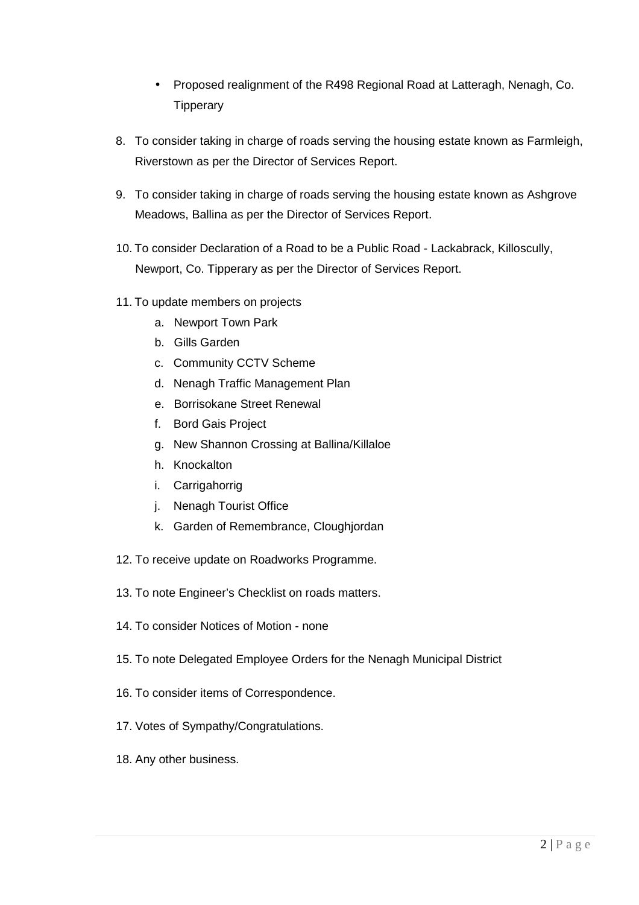- Proposed realignment of the R498 Regional Road at Latteragh, Nenagh, Co. Tipperary

8. To consider taking in charge of roads serving the housing estate known as Farmleigh, Riverstown as per the Director of Services Report.

9. To consider taking in charge of roads serving the housing estate known as Ashgrove Meadows, Ballina as per the Director of Services Report.

10. To consider Declaration of a Road to be a Public Road - Lackabrack, Killoscully, Newport, Co. Tipperary as per the Director of Services Report.

11. To update members on projects
    a. Newport Town Park
    b. Gills Garden
    c. Community CCTV Scheme
    d. Nenagh Traffic Management Plan
    e. Borrisokane Street Renewal
    f. Bord Gais Project
    g. New Shannon Crossing at Ballina/Killaloe
    h. Knockalton
    i. Carrigahorrig
    j. Nenagh Tourist Office
    k. Garden of Remembrance, Cloughjordan

12. To receive update on Roadworks Programme.

13. To note Engineer's Checklist on roads matters.

14. To consider Notices of Motion - none

15. To note Delegated Employee Orders for the Nenagh Municipal District

16. To consider items of Correspondence.

17. Votes of Sympathy/Congratulations.

18. Any other business.